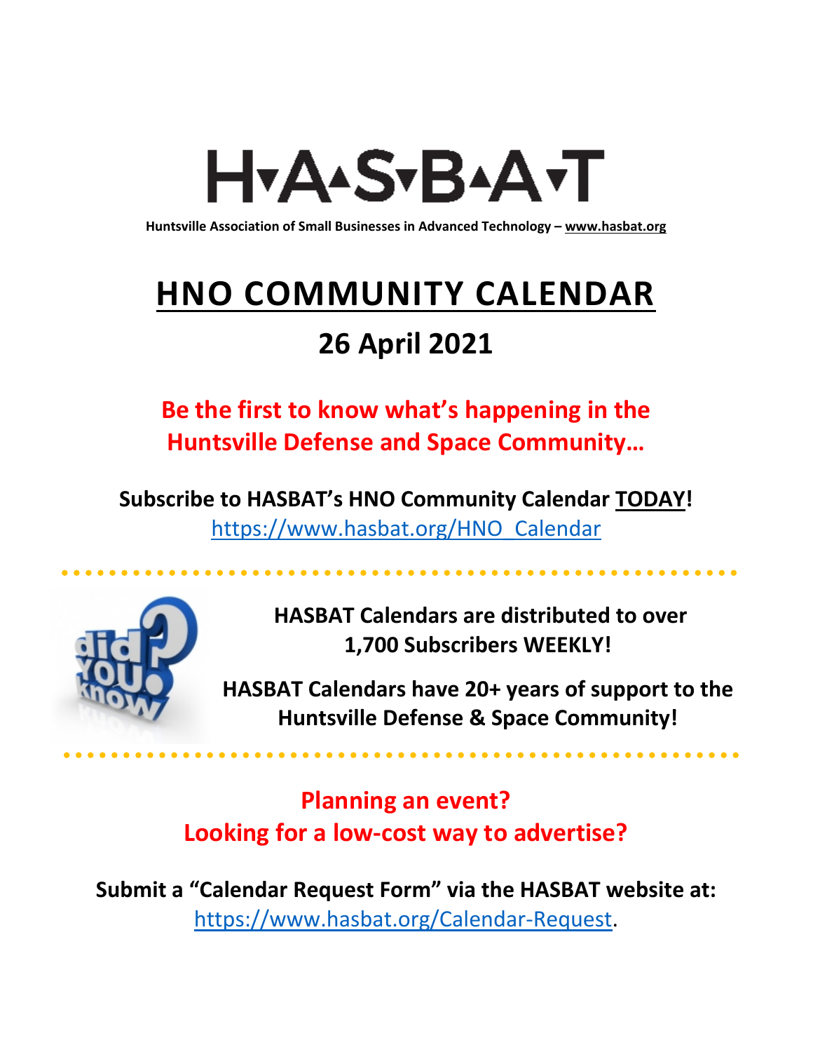# H▾A▴S▾B▴A▾T

**Huntsville Association of Small Businesses in Advanced Technology – www.hasbat.org**

# HNO COMMUNITY CALENDAR

## 26 April 2021

**Be the first to know what's happening in the Huntsville Defense and Space Community…**

**Subscribe to HASBAT's HNO Community Calendar TODAY!**
https://www.hasbat.org/HNO_Calendar

**HASBAT Calendars are distributed to over 1,700 Subscribers WEEKLY!**

**HASBAT Calendars have 20+ years of support to the Huntsville Defense & Space Community!**

**Planning an event?**
**Looking for a low-cost way to advertise?**

**Submit a "Calendar Request Form" via the HASBAT website at:**
https://www.hasbat.org/Calendar-Request.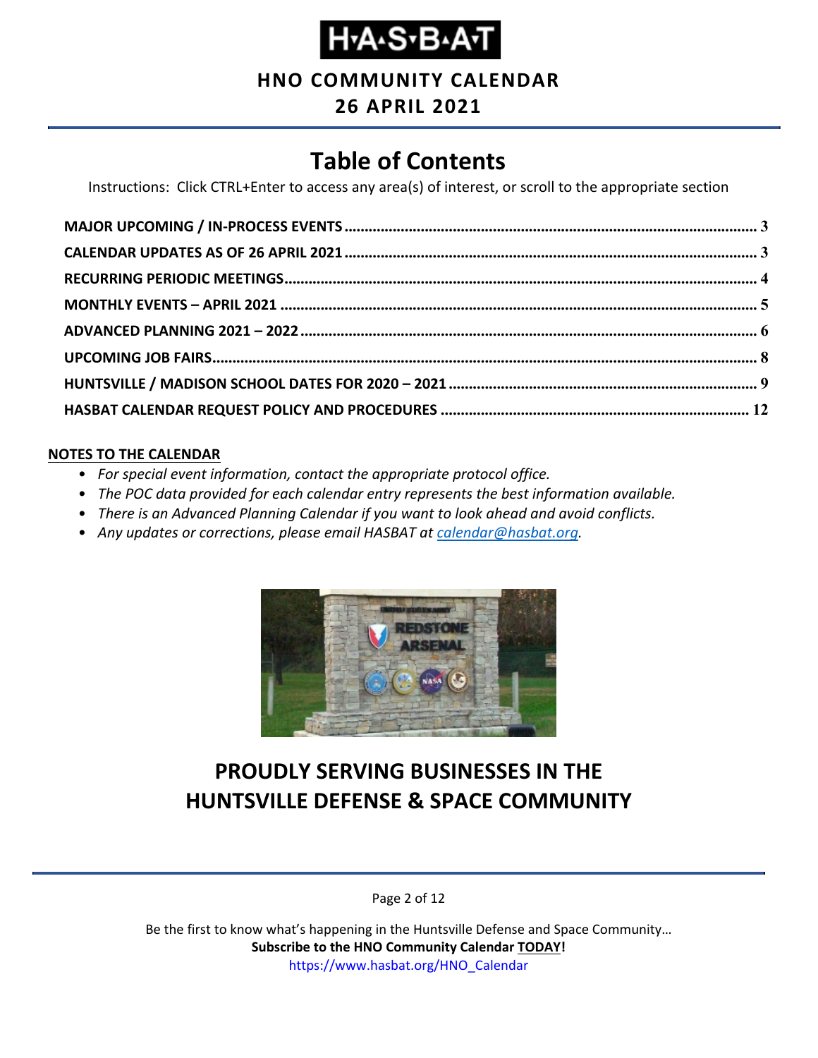# H·A·S·B·A·T

**HNO COMMUNITY CALENDAR**

**26 APRIL 2021**

## Table of Contents

Instructions: Click CTRL+Enter to access any area(s) of interest, or scroll to the appropriate section

- **MAJOR UPCOMING / IN-PROCESS EVENTS** ..... 3
- **CALENDAR UPDATES AS OF 26 APRIL 2021** ..... 3
- **RECURRING PERIODIC MEETINGS** ..... 4
- **MONTHLY EVENTS – APRIL 2021** ..... 5
- **ADVANCED PLANNING 2021 – 2022** ..... 6
- **UPCOMING JOB FAIRS** ..... 8
- **HUNTSVILLE / MADISON SCHOOL DATES FOR 2020 – 2021** ..... 9
- **HASBAT CALENDAR REQUEST POLICY AND PROCEDURES** ..... 12

**NOTES TO THE CALENDAR**

- *For special event information, contact the appropriate protocol office.*
- *The POC data provided for each calendar entry represents the best information available.*
- *There is an Advanced Planning Calendar if you want to look ahead and avoid conflicts.*
- *Any updates or corrections, please email HASBAT at calendar@hasbat.org.*

## PROUDLY SERVING BUSINESSES IN THE HUNTSVILLE DEFENSE & SPACE COMMUNITY

Be the first to know what's happening in the Huntsville Defense and Space Community…
**Subscribe to the HNO Community Calendar TODAY!**
https://www.hasbat.org/HNO_Calendar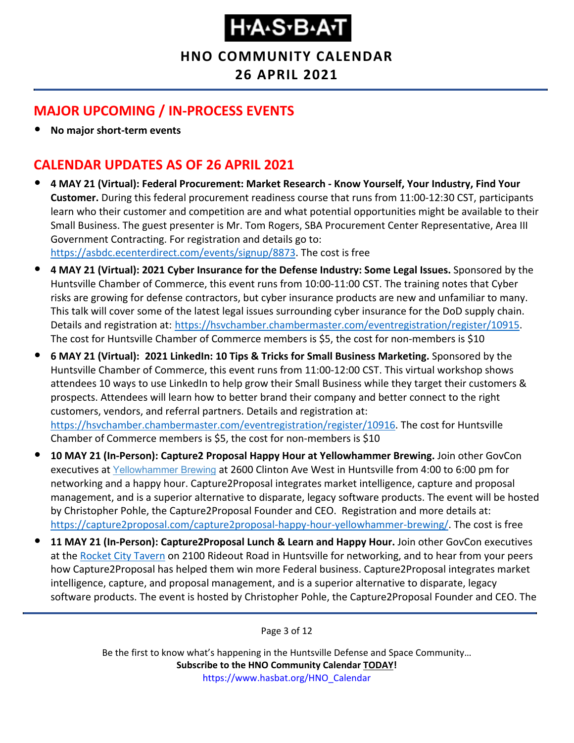## MAJOR UPCOMING / IN-PROCESS EVENTS

- **No major short-term events**

## CALENDAR UPDATES AS OF 26 APRIL 2021

- **4 MAY 21 (Virtual): Federal Procurement: Market Research - Know Yourself, Your Industry, Find Your Customer.** During this federal procurement readiness course that runs from 11:00-12:30 CST, participants learn who their customer and competition are and what potential opportunities might be available to their Small Business. The guest presenter is Mr. Tom Rogers, SBA Procurement Center Representative, Area III Government Contracting. For registration and details go to: https://asbdc.ecenterdirect.com/events/signup/8873. The cost is free
- **4 MAY 21 (Virtual): 2021 Cyber Insurance for the Defense Industry: Some Legal Issues.** Sponsored by the Huntsville Chamber of Commerce, this event runs from 10:00-11:00 CST. The training notes that Cyber risks are growing for defense contractors, but cyber insurance products are new and unfamiliar to many. This talk will cover some of the latest legal issues surrounding cyber insurance for the DoD supply chain. Details and registration at: https://hsvchamber.chambermaster.com/eventregistration/register/10915. The cost for Huntsville Chamber of Commerce members is $5, the cost for non-members is $10
- **6 MAY 21 (Virtual): 2021 LinkedIn: 10 Tips & Tricks for Small Business Marketing.** Sponsored by the Huntsville Chamber of Commerce, this event runs from 11:00-12:00 CST. This virtual workshop shows attendees 10 ways to use LinkedIn to help grow their Small Business while they target their customers & prospects. Attendees will learn how to better brand their company and better connect to the right customers, vendors, and referral partners. Details and registration at: https://hsvchamber.chambermaster.com/eventregistration/register/10916. The cost for Huntsville Chamber of Commerce members is $5, the cost for non-members is $10
- **10 MAY 21 (In-Person): Capture2 Proposal Happy Hour at Yellowhammer Brewing.** Join other GovCon executives at Yellowhammer Brewing at 2600 Clinton Ave West in Huntsville from 4:00 to 6:00 pm for networking and a happy hour. Capture2Proposal integrates market intelligence, capture and proposal management, and is a superior alternative to disparate, legacy software products. The event will be hosted by Christopher Pohle, the Capture2Proposal Founder and CEO. Registration and more details at: https://capture2proposal.com/capture2proposal-happy-hour-yellowhammer-brewing/. The cost is free
- **11 MAY 21 (In-Person): Capture2Proposal Lunch & Learn and Happy Hour.** Join other GovCon executives at the Rocket City Tavern on 2100 Rideout Road in Huntsville for networking, and to hear from your peers how Capture2Proposal has helped them win more Federal business. Capture2Proposal integrates market intelligence, capture, and proposal management, and is a superior alternative to disparate, legacy software products. The event is hosted by Christopher Pohle, the Capture2Proposal Founder and CEO. The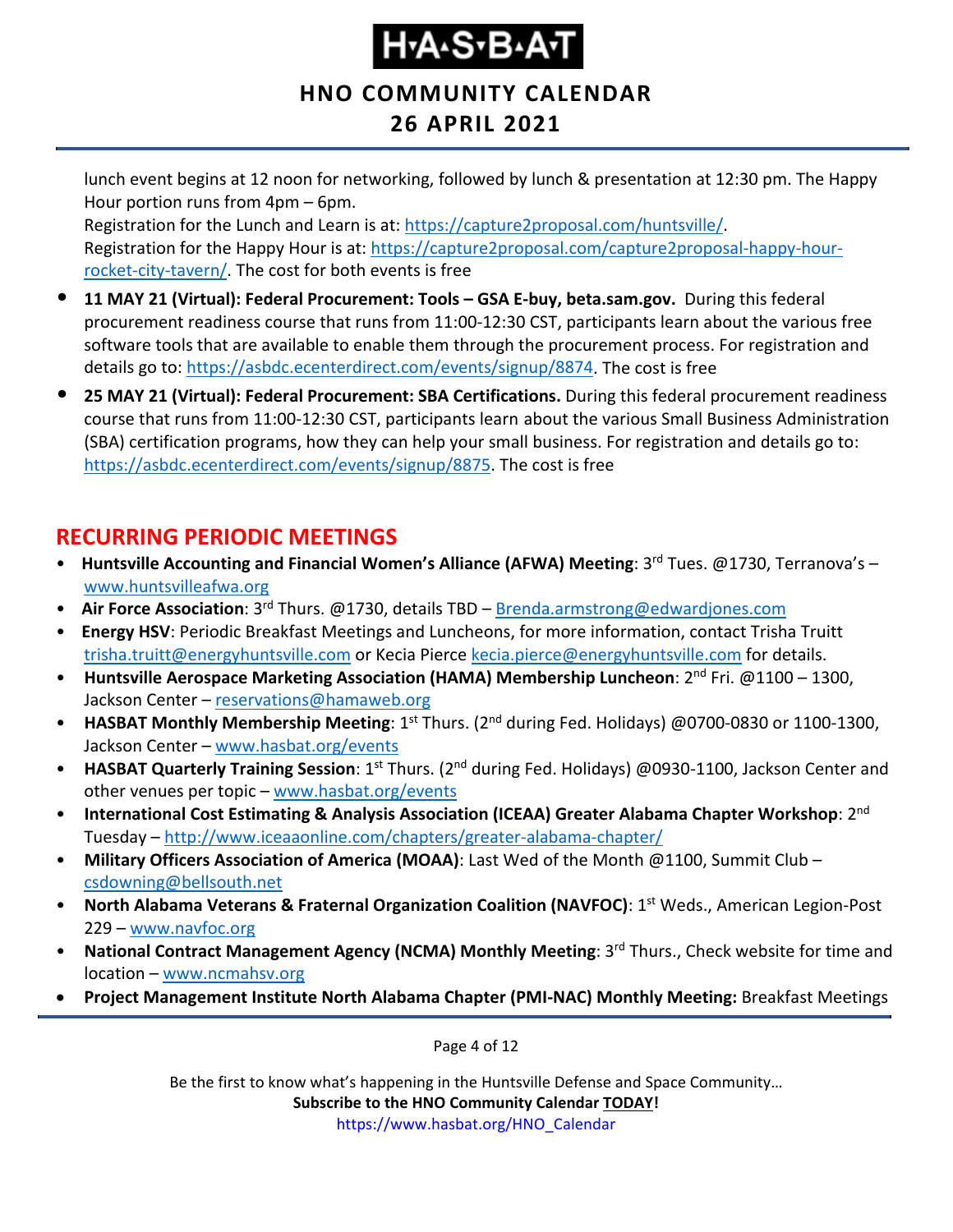lunch event begins at 12 noon for networking, followed by lunch & presentation at 12:30 pm. The Happy Hour portion runs from 4pm – 6pm.
Registration for the Lunch and Learn is at: https://capture2proposal.com/huntsville/.
Registration for the Happy Hour is at: https://capture2proposal.com/capture2proposal-happy-hour-rocket-city-tavern/. The cost for both events is free

- **11 MAY 21 (Virtual): Federal Procurement: Tools – GSA E-buy, beta.sam.gov.** During this federal procurement readiness course that runs from 11:00-12:30 CST, participants learn about the various free software tools that are available to enable them through the procurement process. For registration and details go to: https://asbdc.ecenterdirect.com/events/signup/8874. The cost is free
- **25 MAY 21 (Virtual): Federal Procurement: SBA Certifications.** During this federal procurement readiness course that runs from 11:00-12:30 CST, participants learn about the various Small Business Administration (SBA) certification programs, how they can help your small business. For registration and details go to: https://asbdc.ecenterdirect.com/events/signup/8875. The cost is free

## RECURRING PERIODIC MEETINGS

- **Huntsville Accounting and Financial Women's Alliance (AFWA) Meeting**: 3rd Tues. @1730, Terranova's – www.huntsvilleafwa.org
- **Air Force Association**: 3rd Thurs. @1730, details TBD – Brenda.armstrong@edwardjones.com
- **Energy HSV**: Periodic Breakfast Meetings and Luncheons, for more information, contact Trisha Truitt trisha.truitt@energyhuntsville.com or Kecia Pierce kecia.pierce@energyhuntsville.com for details.
- **Huntsville Aerospace Marketing Association (HAMA) Membership Luncheon**: 2nd Fri. @1100 – 1300, Jackson Center – reservations@hamaweb.org
- **HASBAT Monthly Membership Meeting**: 1st Thurs. (2nd during Fed. Holidays) @0700-0830 or 1100-1300, Jackson Center – www.hasbat.org/events
- **HASBAT Quarterly Training Session**: 1st Thurs. (2nd during Fed. Holidays) @0930-1100, Jackson Center and other venues per topic – www.hasbat.org/events
- **International Cost Estimating & Analysis Association (ICEAA) Greater Alabama Chapter Workshop**: 2nd Tuesday – http://www.iceaaonline.com/chapters/greater-alabama-chapter/
- **Military Officers Association of America (MOAA)**: Last Wed of the Month @1100, Summit Club – csdowning@bellsouth.net
- **North Alabama Veterans & Fraternal Organization Coalition (NAVFOC)**: 1st Weds., American Legion-Post 229 – www.navfoc.org
- **National Contract Management Agency (NCMA) Monthly Meeting**: 3rd Thurs., Check website for time and location – www.ncmahsv.org
- **Project Management Institute North Alabama Chapter (PMI-NAC) Monthly Meeting:** Breakfast Meetings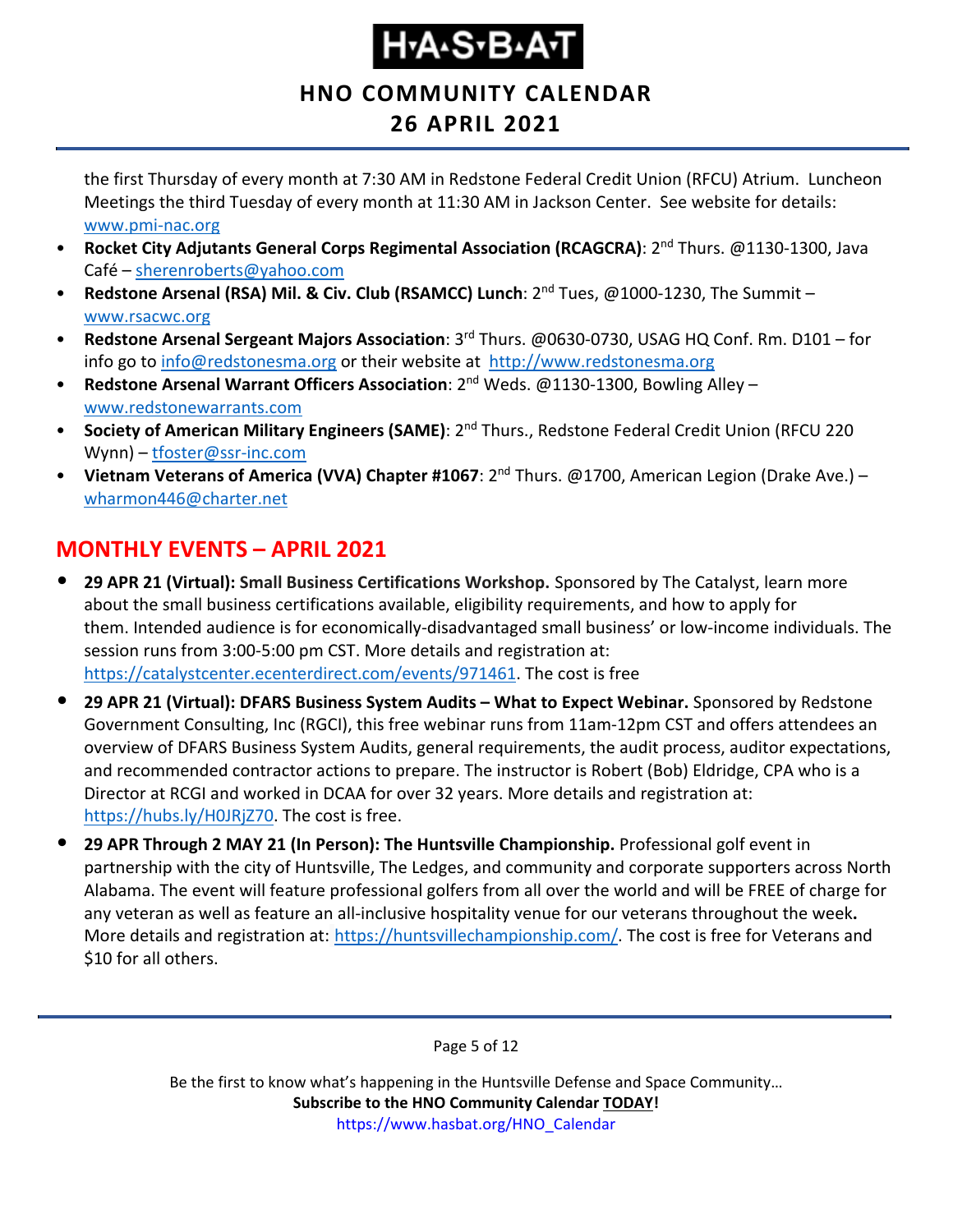the first Thursday of every month at 7:30 AM in Redstone Federal Credit Union (RFCU) Atrium. Luncheon Meetings the third Tuesday of every month at 11:30 AM in Jackson Center. See website for details: www.pmi-nac.org

- **Rocket City Adjutants General Corps Regimental Association (RCAGCRA)**: 2nd Thurs. @1130-1300, Java Café – sherenroberts@yahoo.com
- **Redstone Arsenal (RSA) Mil. & Civ. Club (RSAMCC) Lunch**: 2nd Tues, @1000-1230, The Summit – www.rsacwc.org
- **Redstone Arsenal Sergeant Majors Association**: 3rd Thurs. @0630-0730, USAG HQ Conf. Rm. D101 – for info go to info@redstonesma.org or their website at http://www.redstonesma.org
- **Redstone Arsenal Warrant Officers Association**: 2nd Weds. @1130-1300, Bowling Alley – www.redstonewarrants.com
- **Society of American Military Engineers (SAME)**: 2nd Thurs., Redstone Federal Credit Union (RFCU 220 Wynn) – tfoster@ssr-inc.com
- **Vietnam Veterans of America (VVA) Chapter #1067**: 2nd Thurs. @1700, American Legion (Drake Ave.) – wharmon446@charter.net

## MONTHLY EVENTS – APRIL 2021

- **29 APR 21 (Virtual): Small Business Certifications Workshop.** Sponsored by The Catalyst, learn more about the small business certifications available, eligibility requirements, and how to apply for them. Intended audience is for economically-disadvantaged small business' or low-income individuals. The session runs from 3:00-5:00 pm CST. More details and registration at: https://catalystcenter.ecenterdirect.com/events/971461. The cost is free
- **29 APR 21 (Virtual): DFARS Business System Audits – What to Expect Webinar.** Sponsored by Redstone Government Consulting, Inc (RGCI), this free webinar runs from 11am-12pm CST and offers attendees an overview of DFARS Business System Audits, general requirements, the audit process, auditor expectations, and recommended contractor actions to prepare. The instructor is Robert (Bob) Eldridge, CPA who is a Director at RCGI and worked in DCAA for over 32 years. More details and registration at: https://hubs.ly/H0JRjZ70. The cost is free.
- **29 APR Through 2 MAY 21 (In Person): The Huntsville Championship.** Professional golf event in partnership with the city of Huntsville, The Ledges, and community and corporate supporters across North Alabama. The event will feature professional golfers from all over the world and will be FREE of charge for any veteran as well as feature an all-inclusive hospitality venue for our veterans throughout the week**.** More details and registration at: https://huntsvillechampionship.com/. The cost is free for Veterans and $10 for all others.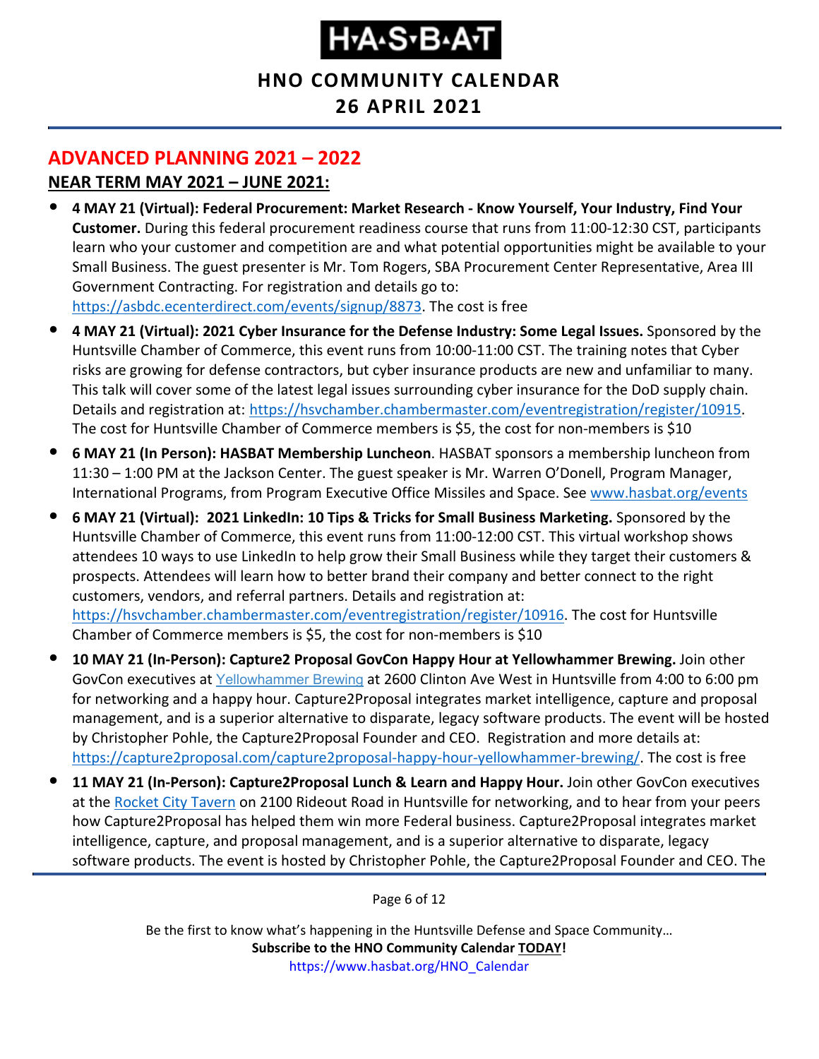## ADVANCED PLANNING 2021 – 2022

### NEAR TERM MAY 2021 – JUNE 2021:

- **4 MAY 21 (Virtual): Federal Procurement: Market Research - Know Yourself, Your Industry, Find Your Customer.** During this federal procurement readiness course that runs from 11:00-12:30 CST, participants learn who your customer and competition are and what potential opportunities might be available to your Small Business. The guest presenter is Mr. Tom Rogers, SBA Procurement Center Representative, Area III Government Contracting. For registration and details go to: https://asbdc.ecenterdirect.com/events/signup/8873. The cost is free
- **4 MAY 21 (Virtual): 2021 Cyber Insurance for the Defense Industry: Some Legal Issues.** Sponsored by the Huntsville Chamber of Commerce, this event runs from 10:00-11:00 CST. The training notes that Cyber risks are growing for defense contractors, but cyber insurance products are new and unfamiliar to many. This talk will cover some of the latest legal issues surrounding cyber insurance for the DoD supply chain. Details and registration at: https://hsvchamber.chambermaster.com/eventregistration/register/10915. The cost for Huntsville Chamber of Commerce members is $5, the cost for non-members is $10
- **6 MAY 21 (In Person): HASBAT Membership Luncheon**. HASBAT sponsors a membership luncheon from 11:30 – 1:00 PM at the Jackson Center. The guest speaker is Mr. Warren O'Donell, Program Manager, International Programs, from Program Executive Office Missiles and Space. See www.hasbat.org/events
- **6 MAY 21 (Virtual): 2021 LinkedIn: 10 Tips & Tricks for Small Business Marketing.** Sponsored by the Huntsville Chamber of Commerce, this event runs from 11:00-12:00 CST. This virtual workshop shows attendees 10 ways to use LinkedIn to help grow their Small Business while they target their customers & prospects. Attendees will learn how to better brand their company and better connect to the right customers, vendors, and referral partners. Details and registration at: https://hsvchamber.chambermaster.com/eventregistration/register/10916. The cost for Huntsville Chamber of Commerce members is $5, the cost for non-members is $10
- **10 MAY 21 (In-Person): Capture2 Proposal GovCon Happy Hour at Yellowhammer Brewing.** Join other GovCon executives at Yellowhammer Brewing at 2600 Clinton Ave West in Huntsville from 4:00 to 6:00 pm for networking and a happy hour. Capture2Proposal integrates market intelligence, capture and proposal management, and is a superior alternative to disparate, legacy software products. The event will be hosted by Christopher Pohle, the Capture2Proposal Founder and CEO. Registration and more details at: https://capture2proposal.com/capture2proposal-happy-hour-yellowhammer-brewing/. The cost is free
- **11 MAY 21 (In-Person): Capture2Proposal Lunch & Learn and Happy Hour.** Join other GovCon executives at the Rocket City Tavern on 2100 Rideout Road in Huntsville for networking, and to hear from your peers how Capture2Proposal has helped them win more Federal business. Capture2Proposal integrates market intelligence, capture, and proposal management, and is a superior alternative to disparate, legacy software products. The event is hosted by Christopher Pohle, the Capture2Proposal Founder and CEO. The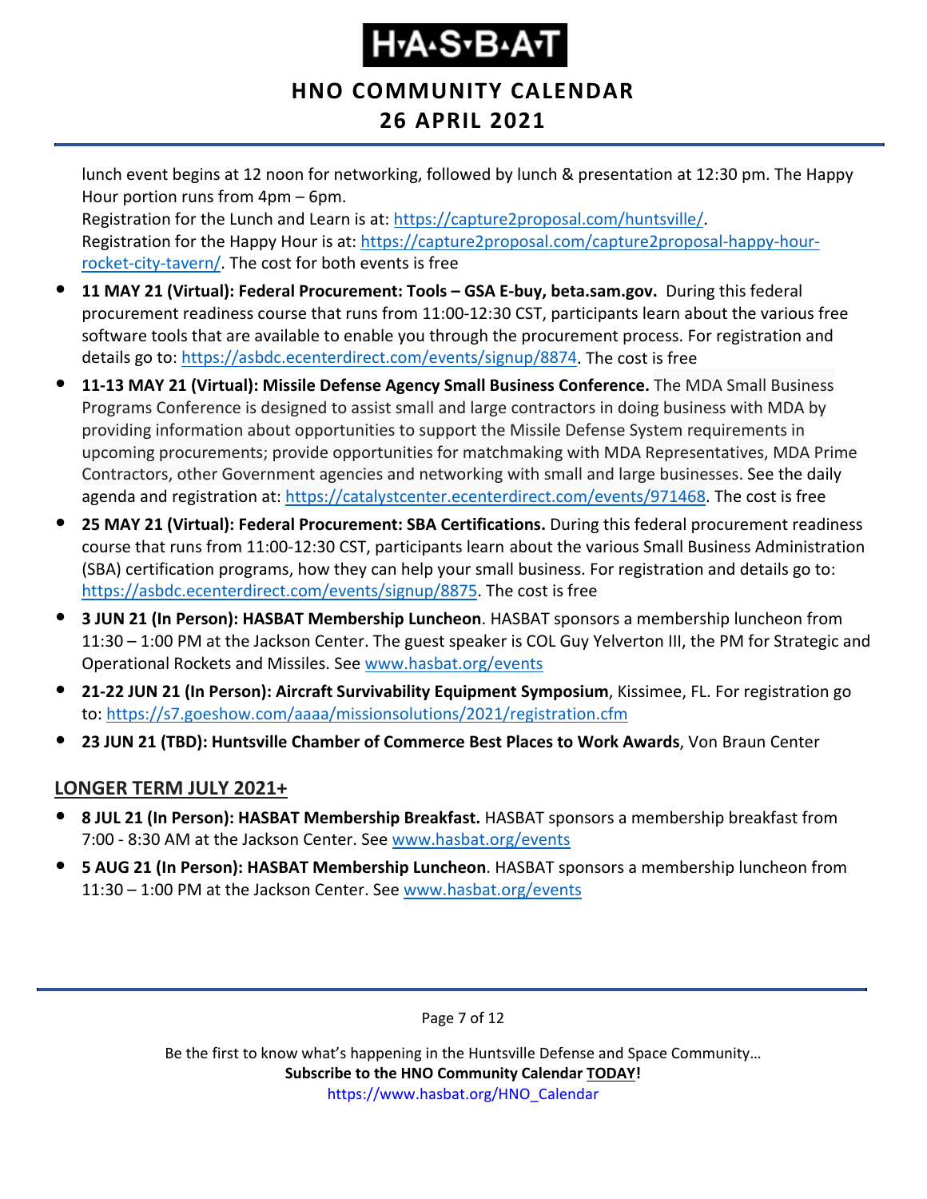lunch event begins at 12 noon for networking, followed by lunch & presentation at 12:30 pm. The Happy Hour portion runs from 4pm – 6pm.
Registration for the Lunch and Learn is at: https://capture2proposal.com/huntsville/.
Registration for the Happy Hour is at: https://capture2proposal.com/capture2proposal-happy-hour-rocket-city-tavern/. The cost for both events is free

- **11 MAY 21 (Virtual): Federal Procurement: Tools – GSA E-buy, beta.sam.gov.** During this federal procurement readiness course that runs from 11:00-12:30 CST, participants learn about the various free software tools that are available to enable you through the procurement process. For registration and details go to: https://asbdc.ecenterdirect.com/events/signup/8874. The cost is free
- **11-13 MAY 21 (Virtual): Missile Defense Agency Small Business Conference.** The MDA Small Business Programs Conference is designed to assist small and large contractors in doing business with MDA by providing information about opportunities to support the Missile Defense System requirements in upcoming procurements; provide opportunities for matchmaking with MDA Representatives, MDA Prime Contractors, other Government agencies and networking with small and large businesses. See the daily agenda and registration at: https://catalystcenter.ecenterdirect.com/events/971468. The cost is free
- **25 MAY 21 (Virtual): Federal Procurement: SBA Certifications.** During this federal procurement readiness course that runs from 11:00-12:30 CST, participants learn about the various Small Business Administration (SBA) certification programs, how they can help your small business. For registration and details go to: https://asbdc.ecenterdirect.com/events/signup/8875. The cost is free
- **3 JUN 21 (In Person): HASBAT Membership Luncheon**. HASBAT sponsors a membership luncheon from 11:30 – 1:00 PM at the Jackson Center. The guest speaker is COL Guy Yelverton III, the PM for Strategic and Operational Rockets and Missiles. See www.hasbat.org/events
- **21-22 JUN 21 (In Person): Aircraft Survivability Equipment Symposium**, Kissimee, FL. For registration go to: https://s7.goeshow.com/aaaa/missionsolutions/2021/registration.cfm
- **23 JUN 21 (TBD): Huntsville Chamber of Commerce Best Places to Work Awards**, Von Braun Center

## LONGER TERM JULY 2021+

- **8 JUL 21 (In Person): HASBAT Membership Breakfast.** HASBAT sponsors a membership breakfast from 7:00 - 8:30 AM at the Jackson Center. See www.hasbat.org/events
- **5 AUG 21 (In Person): HASBAT Membership Luncheon**. HASBAT sponsors a membership luncheon from 11:30 – 1:00 PM at the Jackson Center. See www.hasbat.org/events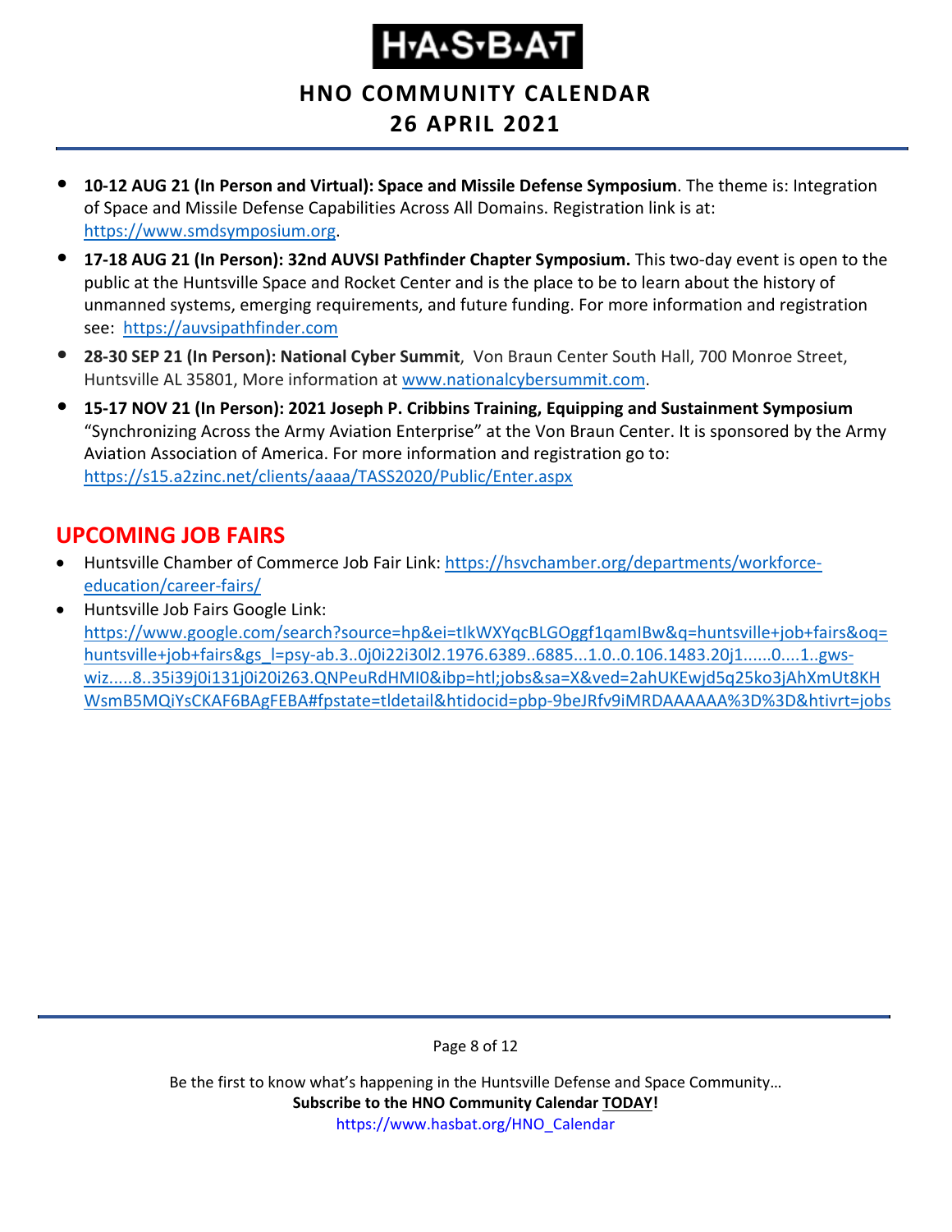- **10-12 AUG 21 (In Person and Virtual): Space and Missile Defense Symposium**. The theme is: Integration of Space and Missile Defense Capabilities Across All Domains. Registration link is at: https://www.smdsymposium.org.
- **17-18 AUG 21 (In Person): 32nd AUVSI Pathfinder Chapter Symposium.** This two-day event is open to the public at the Huntsville Space and Rocket Center and is the place to be to learn about the history of unmanned systems, emerging requirements, and future funding. For more information and registration see: https://auvsipathfinder.com
- **28-30 SEP 21 (In Person): National Cyber Summit**, Von Braun Center South Hall, 700 Monroe Street, Huntsville AL 35801, More information at www.nationalcybersummit.com.
- **15-17 NOV 21 (In Person): 2021 Joseph P. Cribbins Training, Equipping and Sustainment Symposium** "Synchronizing Across the Army Aviation Enterprise" at the Von Braun Center. It is sponsored by the Army Aviation Association of America. For more information and registration go to: https://s15.a2zinc.net/clients/aaaa/TASS2020/Public/Enter.aspx

## UPCOMING JOB FAIRS

- Huntsville Chamber of Commerce Job Fair Link: https://hsvchamber.org/departments/workforce-education/career-fairs/
- Huntsville Job Fairs Google Link: https://www.google.com/search?source=hp&ei=tIkWXYqcBLGOggf1qamIBw&q=huntsville+job+fairs&oq=huntsville+job+fairs&gs_l=psy-ab.3..0j0i22i30l2.1976.6389..6885...1.0..0.106.1483.20j1......0....1..gws-wiz.....8..35i39j0i131j0i20i263.QNPeuRdHMI0&ibp=htl;jobs&sa=X&ved=2ahUKEwjd5q25ko3jAhXmUt8KHWsmB5MQiYsCKAF6BAgFEBA#fpstate=tldetail&htidocid=pbp-9beJRfv9iMRDAAAAAA%3D%3D&htivrt=jobs

Be the first to know what's happening in the Huntsville Defense and Space Community…
**Subscribe to the HNO Community Calendar <u>TODAY</u>!**
https://www.hasbat.org/HNO_Calendar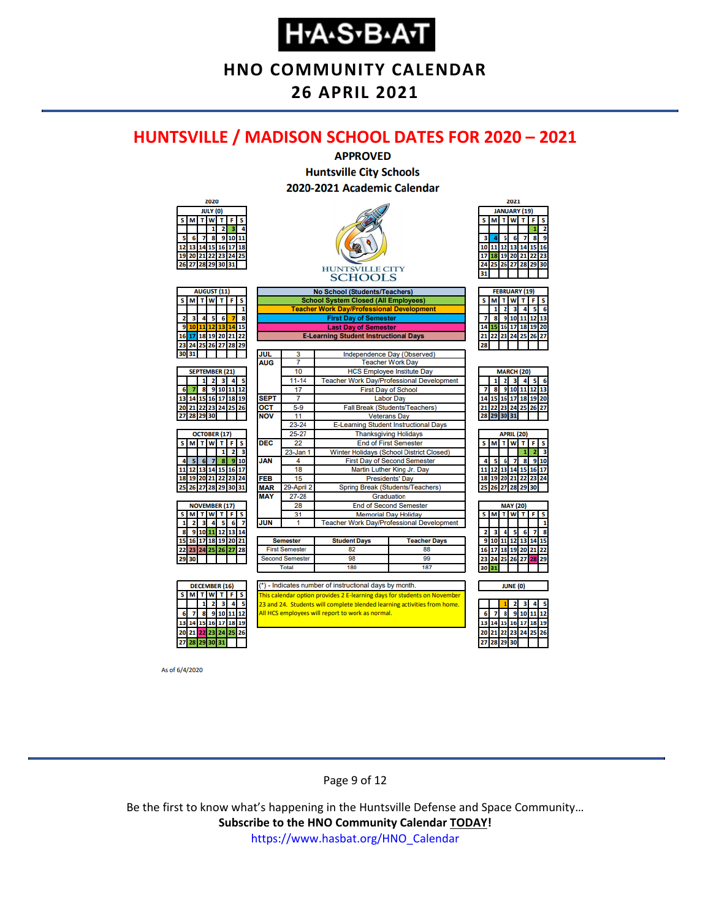# HUNTSVILLE / MADISON SCHOOL DATES FOR 2020 – 2021

**APPROVED**
**Huntsville City Schools**
**2020-2021 Academic Calendar**

HUNTSVILLE CITY SCHOOLS

**Legend:**
- No School (Students/Teachers)
- School System Closed (All Employees)
- Teacher Work Day/Professional Development
- First Day of Semester
- Last Day of Semester
- E-Learning Student Instructional Days

| Month | Date | Event |
|---|---|---|
| JUL | 3 | Independence Day (Observed) |
| AUG | 7 | Teacher Work Day |
| | 10 | HCS Employee Insitute Day |
| | 11-14 | Teacher Work Day/Professional Development |
| | 17 | First Day of School |
| SEPT | 7 | Labor Day |
| OCT | 5-9 | Fall Break (Students/Teachers) |
| NOV | 11 | Veterans Day |
| | 23-24 | E-Learning Student Instructional Days |
| | 25-27 | Thanksgiving Holidays |
| DEC | 22 | End of First Semester |
| | 23-Jan 1 | Winter Holidays (School District Closed) |
| JAN | 4 | First Day of Second Semester |
| | 18 | Martin Luther King Jr. Day |
| FEB | 15 | Presidents' Day |
| MAR | 29-April 2 | Spring Break (Students/Teachers) |
| MAY | 27-28 | Graduation |
| | 28 | End of Second Semester |
| | 31 | Memorial Day Holiday |
| JUN | 1 | Teacher Work Day/Professional Development |

| Semester | Student Days | Teacher Days |
|---|---|---|
| First Semester | 82 | 88 |
| Second Semester | 98 | 99 |
| Total | 180 | 187 |

(*) - Indicates number of instructional days by month.

This calendar option provides 2 E-learning days for students on November 23 and 24. Students will complete blended learning activities from home. All HCS employees will report to work as normal.

**2020**

| Month (instructional days) |
|---|
| JULY (0) |
| AUGUST (11) |
| SEPTEMBER (21) |
| OCTOBER (17) |
| NOVEMBER (17) |
| DECEMBER (16) |

**2021**

| Month (instructional days) |
|---|
| JANUARY (19) |
| FEBRUARY (19) |
| MARCH (20) |
| APRIL (20) |
| MAY (20) |
| JUNE (0) |

As of 6/4/2020

Be the first to know what's happening in the Huntsville Defense and Space Community…
**Subscribe to the HNO Community Calendar TODAY!**
https://www.hasbat.org/HNO_Calendar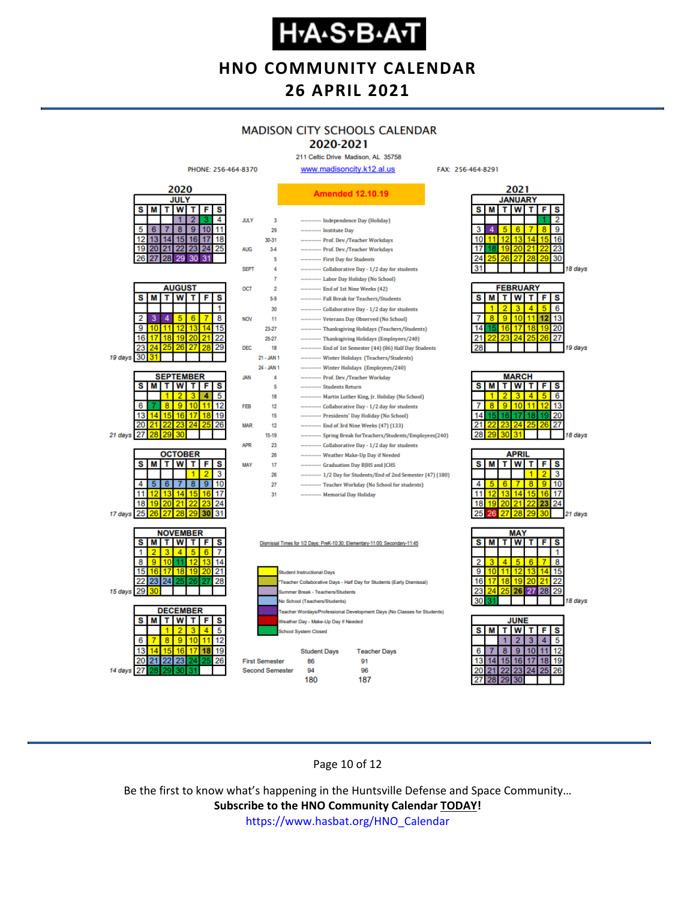# H·A·S·B·A·T

## HNO COMMUNITY CALENDAR
## 26 APRIL 2021

### MADISON CITY SCHOOLS CALENDAR
### 2020-2021

211 Celtic Drive Madison, AL 35758

PHONE: 256-464-8370 www.madisoncity.k12.al.us FAX: 256-464-8291

**Amended 12.10.19**

| Month | Date | Event |
|---|---|---|
| JULY | 3 | Independence Day (Holiday) |
| | 29 | Institute Day |
| | 30-31 | Prof. Dev./Teacher Workdays |
| AUG | 3-4 | Prof. Dev./Teacher Workdays |
| | 5 | First Day for Students |
| SEPT | 4 | Collaborative Day - 1/2 day for students |
| | 7 | Labor Day Holiday (No School) |
| OCT | 2 | End of 1st Nine Weeks (42) |
| | 5-9 | Fall Break for Teachers/Students |
| | 30 | Collaborative Day - 1/2 day for students |
| NOV | 11 | Veterans Day Observed (No School) |
| | 23-27 | Thanksgiving Holidays (Teachers/Students) |
| | 25-27 | Thanksgiving Holidays (Employees/240) |
| DEC | 18 | End of 1st Semester (44) (86) Half Day Students |
| | 21 - JAN 1 | Winter Holidays (Teachers/Students) |
| | 24 - JAN 1 | Winter Holidays (Employees/240) |
| JAN | 4 | Prof. Dev./Teacher Workday |
| | 5 | Students Return |
| | 18 | Martin Luther King, Jr. Holiday (No School) |
| FEB | 12 | Collaborative Day - 1/2 day for students |
| | 15 | Presidents' Day Holiday (No School) |
| MAR | 12 | End of 3rd Nine Weeks (47) (133) |
| | 15-19 | Spring Break for Teachers/Students/Employees(240) |
| APR | 23 | Collaborative Day - 1/2 day for students |
| | 26 | Weather Make-Up Day if Needed |
| MAY | 17 | Graduation Day BJHS and JCHS |
| | 26 | 1/2 Day for Students/End of 2nd Semester (47) (180) |
| | 27 | Teacher Workday (No School for students) |
| | 31 | Memorial Day Holiday |

Dismissal Times for 1/2 Days: PreK-10:30; Elementary-11:00; Secondary-11:45

Legend:
- Student Instructional Days
- *Teacher Collaborative Days - Half Day for Students (Early Dismissal)
- Summer Break - Teachers/Students
- No School (Teachers/Students)
- Teacher Wordays/Professional Development Days (No Classes for Students)
- Weather Day - Make-Up Day if Needed
- School System Closed

| | Student Days | Teacher Days |
|---|---|---|
| First Semester | 86 | 91 |
| Second Semester | 94 | 96 |
| | 180 | 187 |

Monthly student days: August 19 days; September 21 days; October 17 days; November 15 days; December 14 days; January 18 days; February 19 days; March 18 days; April 21 days; May 18 days.

Be the first to know what's happening in the Huntsville Defense and Space Community…

**Subscribe to the HNO Community Calendar TODAY!**

https://www.hasbat.org/HNO_Calendar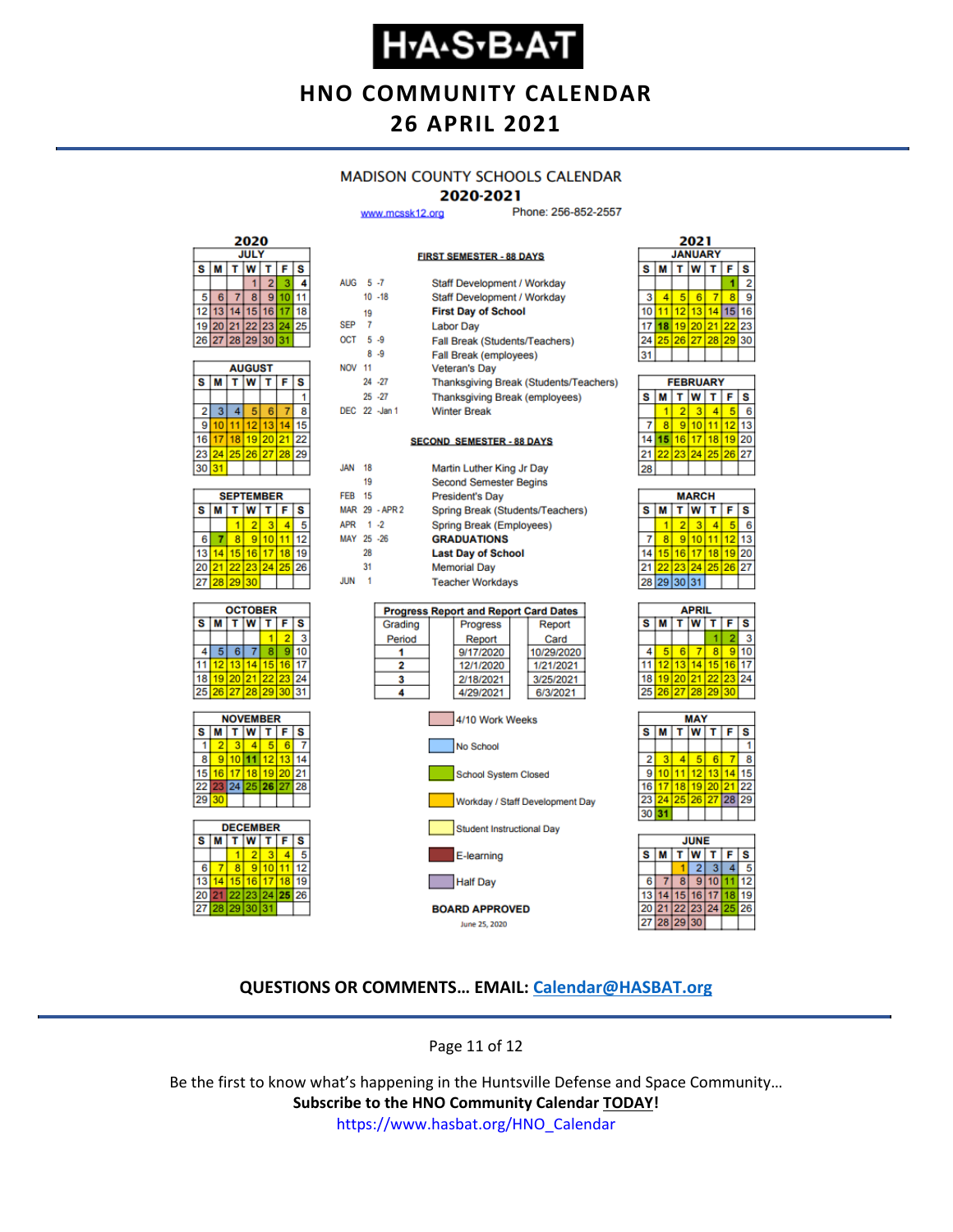# HNO COMMUNITY CALENDAR
## 26 APRIL 2021

### MADISON COUNTY SCHOOLS CALENDAR
### 2020-2021

www.mcssk12.org Phone: 256-852-2557

**FIRST SEMESTER - 88 DAYS**

| Month | Dates | Event |
|---|---|---|
| AUG | 5 -7 | Staff Development / Workday |
| | 10 -18 | Staff Development / Workday |
| | 19 | **First Day of School** |
| SEP | 7 | Labor Day |
| OCT | 5 -9 | Fall Break (Students/Teachers) |
| | 8 -9 | Fall Break (employees) |
| NOV | 11 | Veteran's Day |
| | 24 -27 | Thanksgiving Break (Students/Teachers) |
| | 25 -27 | Thanksgiving Break (employees) |
| DEC | 22 -Jan 1 | Winter Break |

**SECOND SEMESTER - 88 DAYS**

| Month | Dates | Event |
|---|---|---|
| JAN | 18 | Martin Luther King Jr Day |
| | 19 | Second Semester Begins |
| FEB | 15 | President's Day |
| MAR | 29 - APR 2 | Spring Break (Students/Teachers) |
| APR | 1 -2 | Spring Break (Employees) |
| MAY | 25 -26 | **GRADUATIONS** |
| | 28 | **Last Day of School** |
| | 31 | Memorial Day |
| JUN | 1 | Teacher Workdays |

**Progress Report and Report Card Dates**

| Grading Period | Progress Report | Report Card |
|---|---|---|
| 1 | 9/17/2020 | 10/29/2020 |
| 2 | 12/1/2020 | 1/21/2021 |
| 3 | 2/18/2021 | 3/25/2021 |
| 4 | 4/29/2021 | 6/3/2021 |

**Legend:**
- 4/10 Work Weeks
- No School
- School System Closed
- Workday / Staff Development Day
- Student Instructional Day
- E-learning
- Half Day

**BOARD APPROVED**
June 25, 2020

**2020**

**JULY**

| S | M | T | W | T | F | S |
|---|---|---|---|---|---|---|
| | | | 1 | 2 | 3 | 4 |
| 5 | 6 | 7 | 8 | 9 | 10 | 11 |
| 12 | 13 | 14 | 15 | 16 | 17 | 18 |
| 19 | 20 | 21 | 22 | 23 | 24 | 25 |
| 26 | 27 | 28 | 29 | 30 | 31 | |

**AUGUST**

| S | M | T | W | T | F | S |
|---|---|---|---|---|---|---|
| | | | | | | 1 |
| 2 | 3 | 4 | 5 | 6 | 7 | 8 |
| 9 | 10 | 11 | 12 | 13 | 14 | 15 |
| 16 | 17 | 18 | 19 | 20 | 21 | 22 |
| 23 | 24 | 25 | 26 | 27 | 28 | 29 |
| 30 | 31 | | | | | |

**SEPTEMBER**

| S | M | T | W | T | F | S |
|---|---|---|---|---|---|---|
| | | 1 | 2 | 3 | 4 | 5 |
| 6 | 7 | 8 | 9 | 10 | 11 | 12 |
| 13 | 14 | 15 | 16 | 17 | 18 | 19 |
| 20 | 21 | 22 | 23 | 24 | 25 | 26 |
| 27 | 28 | 29 | 30 | | | |

**OCTOBER**

| S | M | T | W | T | F | S |
|---|---|---|---|---|---|---|
| | | | | 1 | 2 | 3 |
| 4 | 5 | 6 | 7 | 8 | 9 | 10 |
| 11 | 12 | 13 | 14 | 15 | 16 | 17 |
| 18 | 19 | 20 | 21 | 22 | 23 | 24 |
| 25 | 26 | 27 | 28 | 29 | 30 | 31 |

**NOVEMBER**

| S | M | T | W | T | F | S |
|---|---|---|---|---|---|---|
| 1 | 2 | 3 | 4 | 5 | 6 | 7 |
| 8 | 9 | 10 | 11 | 12 | 13 | 14 |
| 15 | 16 | 17 | 18 | 19 | 20 | 21 |
| 22 | 23 | 24 | 25 | 26 | 27 | 28 |
| 29 | 30 | | | | | |

**DECEMBER**

| S | M | T | W | T | F | S |
|---|---|---|---|---|---|---|
| | | 1 | 2 | 3 | 4 | 5 |
| 6 | 7 | 8 | 9 | 10 | 11 | 12 |
| 13 | 14 | 15 | 16 | 17 | 18 | 19 |
| 20 | 21 | 22 | 23 | 24 | 25 | 26 |
| 27 | 28 | 29 | 30 | 31 | | |

**2021**

**JANUARY**

| S | M | T | W | T | F | S |
|---|---|---|---|---|---|---|
| | | | | | 1 | 2 |
| 3 | 4 | 5 | 6 | 7 | 8 | 9 |
| 10 | 11 | 12 | 13 | 14 | 15 | 16 |
| 17 | 18 | 19 | 20 | 21 | 22 | 23 |
| 24 | 25 | 26 | 27 | 28 | 29 | 30 |
| 31 | | | | | | |

**FEBRUARY**

| S | M | T | W | T | F | S |
|---|---|---|---|---|---|---|
| | 1 | 2 | 3 | 4 | 5 | 6 |
| 7 | 8 | 9 | 10 | 11 | 12 | 13 |
| 14 | 15 | 16 | 17 | 18 | 19 | 20 |
| 21 | 22 | 23 | 24 | 25 | 26 | 27 |
| 28 | | | | | | |

**MARCH**

| S | M | T | W | T | F | S |
|---|---|---|---|---|---|---|
| | 1 | 2 | 3 | 4 | 5 | 6 |
| 7 | 8 | 9 | 10 | 11 | 12 | 13 |
| 14 | 15 | 16 | 17 | 18 | 19 | 20 |
| 21 | 22 | 23 | 24 | 25 | 26 | 27 |
| 28 | 29 | 30 | 31 | | | |

**APRIL**

| S | M | T | W | T | F | S |
|---|---|---|---|---|---|---|
| | | | | 1 | 2 | 3 |
| 4 | 5 | 6 | 7 | 8 | 9 | 10 |
| 11 | 12 | 13 | 14 | 15 | 16 | 17 |
| 18 | 19 | 20 | 21 | 22 | 23 | 24 |
| 25 | 26 | 27 | 28 | 29 | 30 | |

**MAY**

| S | M | T | W | T | F | S |
|---|---|---|---|---|---|---|
| | | | | | | 1 |
| 2 | 3 | 4 | 5 | 6 | 7 | 8 |
| 9 | 10 | 11 | 12 | 13 | 14 | 15 |
| 16 | 17 | 18 | 19 | 20 | 21 | 22 |
| 23 | 24 | 25 | 26 | 27 | 28 | 29 |
| 30 | 31 | | | | | |

**JUNE**

| S | M | T | W | T | F | S |
|---|---|---|---|---|---|---|
| | | 1 | 2 | 3 | 4 | 5 |
| 6 | 7 | 8 | 9 | 10 | 11 | 12 |
| 13 | 14 | 15 | 16 | 17 | 18 | 19 |
| 20 | 21 | 22 | 23 | 24 | 25 | 26 |
| 27 | 28 | 29 | 30 | | | |

**QUESTIONS OR COMMENTS… EMAIL: Calendar@HASBAT.org**

Be the first to know what's happening in the Huntsville Defense and Space Community…
**Subscribe to the HNO Community Calendar TODAY!**
https://www.hasbat.org/HNO_Calendar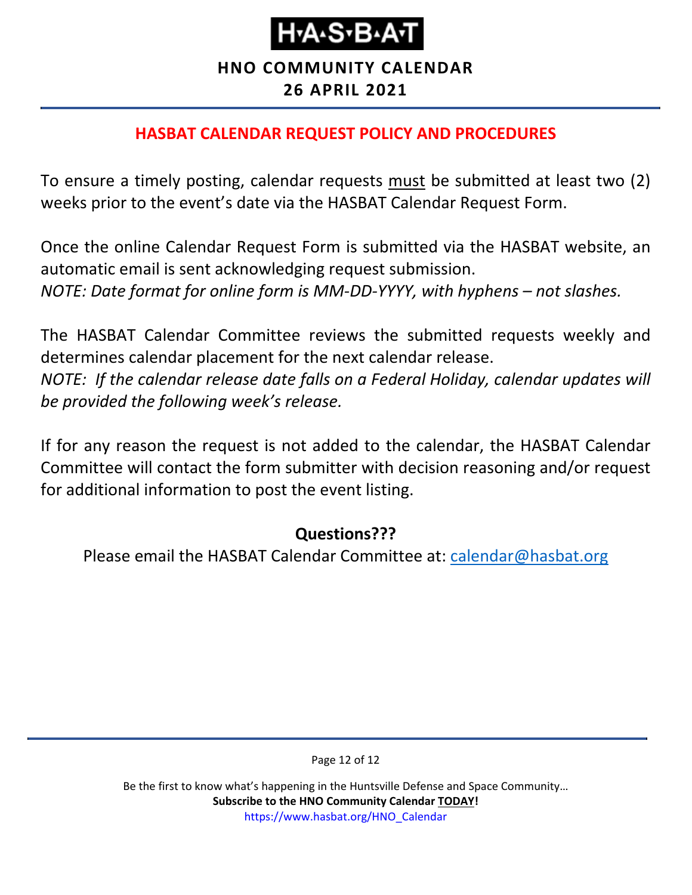# H·A·S·B·A·T

**HNO COMMUNITY CALENDAR**
**26 APRIL 2021**

## HASBAT CALENDAR REQUEST POLICY AND PROCEDURES

To ensure a timely posting, calendar requests must be submitted at least two (2) weeks prior to the event's date via the HASBAT Calendar Request Form.

Once the online Calendar Request Form is submitted via the HASBAT website, an automatic email is sent acknowledging request submission.
*NOTE: Date format for online form is MM-DD-YYYY, with hyphens – not slashes.*

The HASBAT Calendar Committee reviews the submitted requests weekly and determines calendar placement for the next calendar release.
*NOTE: If the calendar release date falls on a Federal Holiday, calendar updates will be provided the following week's release.*

If for any reason the request is not added to the calendar, the HASBAT Calendar Committee will contact the form submitter with decision reasoning and/or request for additional information to post the event listing.

**Questions???**
Please email the HASBAT Calendar Committee at: calendar@hasbat.org

Be the first to know what's happening in the Huntsville Defense and Space Community…
**Subscribe to the HNO Community Calendar TODAY!**
https://www.hasbat.org/HNO_Calendar